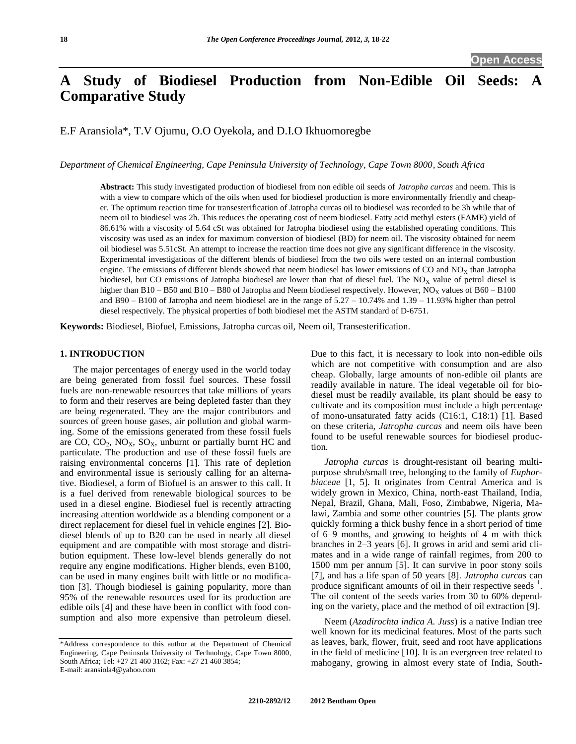# A Study of Biodiesel Production from Non-Edible Oil Seeds: A Comparative Study

E.F Aransiola*, T.V Ojumu, O.O Oyekola, and D.I.O Ikhuomoregbe

*Department of Chemical Engineering, Cape Peninsula University of Technology, Cape Town 8000, South Africa*

**Abstract:** This study investigated production of biodiesel from non edible oil seeds of *Jatropha curcas* and neem. This is with a view to compare which of the oils when used for biodiesel production is more environmentally friendly and cheaper. The optimum reaction time for transesterification of Jatropha curcas oil to biodiesel was recorded to be 3h while that of neem oil to biodiesel was 2h. This reduces the operating cost of neem biodiesel. Fatty acid methyl esters (FAME) yield of 86.61% with a viscosity of 5.64 cSt was obtained for Jatropha biodiesel using the established operating conditions. This viscosity was used as an index for maximum conversion of biodiesel (BD) for neem oil. The viscosity obtained for neem oil biodiesel was 5.51cSt. An attempt to increase the reaction time does not give any significant difference in the viscosity. Experimental investigations of the different blends of biodiesel from the two oils were tested on an internal combustion engine. The emissions of different blends showed that neem biodiesel has lower emissions of CO and $NO_X$ than Jatropha biodiesel, but CO emissions of Jatropha biodiesel are lower than that of diesel fuel. The $NO_X$ value of petrol diesel is higher than B10 – B50 and B10 – B80 of Jatropha and Neem biodiesel respectively. However, $NO_X$ values of B60 – B100 and B90 – B100 of Jatropha and neem biodiesel are in the range of 5.27 – 10.74% and 1.39 – 11.93% higher than petrol diesel respectively. The physical properties of both biodiesel met the ASTM standard of D-6751.

**Keywords:** Biodiesel, Biofuel, Emissions, Jatropha curcas oil, Neem oil, Transesterification.

## 1. INTRODUCTION

The major percentages of energy used in the world today are being generated from fossil fuel sources. These fossil fuels are non-renewable resources that take millions of years to form and their reserves are being depleted faster than they are being regenerated. They are the major contributors and sources of green house gases, air pollution and global warming. Some of the emissions generated from these fossil fuels are CO, $CO_2$, $NO_X$, $SO_X$, unburnt or partially burnt HC and particulate. The production and use of these fossil fuels are raising environmental concerns [1]. This rate of depletion and environmental issue is seriously calling for an alternative. Biodiesel, a form of Biofuel is an answer to this call. It is a fuel derived from renewable biological sources to be used in a diesel engine. Biodiesel fuel is recently attracting increasing attention worldwide as a blending component or a direct replacement for diesel fuel in vehicle engines [2]. Biodiesel blends of up to B20 can be used in nearly all diesel equipment and are compatible with most storage and distribution equipment. These low-level blends generally do not require any engine modifications. Higher blends, even B100, can be used in many engines built with little or no modification [3]. Though biodiesel is gaining popularity, more than 95% of the renewable resources used for its production are edible oils [4] and these have been in conflict with food consumption and also more expensive than petroleum diesel. Due to this fact, it is necessary to look into non-edible oils which are not competitive with consumption and are also cheap. Globally, large amounts of non-edible oil plants are readily available in nature. The ideal vegetable oil for biodiesel must be readily available, its plant should be easy to cultivate and its composition must include a high percentage of mono-unsaturated fatty acids (C16:1, C18:1) [1]. Based on these criteria, *Jatropha curcas* and neem oils have been found to be useful renewable sources for biodiesel production.

*Jatropha curcas* is drought-resistant oil bearing multipurpose shrub/small tree, belonging to the family of *Euphorbiaceae* [1, 5]. It originates from Central America and is widely grown in Mexico, China, north-east Thailand, India, Nepal, Brazil, Ghana, Mali, Foso, Zimbabwe, Nigeria, Malawi, Zambia and some other countries [5]. The plants grow quickly forming a thick bushy fence in a short period of time of 6–9 months, and growing to heights of 4 m with thick branches in 2–3 years [6]. It grows in arid and semi arid climates and in a wide range of rainfall regimes, from 200 to 1500 mm per annum [5]. It can survive in poor stony soils [7], and has a life span of 50 years [8]. *Jatropha curcas* can produce significant amounts of oil in their respective seeds [1]. The oil content of the seeds varies from 30 to 60% depending on the variety, place and the method of oil extraction [9].

Neem (*Azadirochta indica A. Juss*) is a native Indian tree well known for its medicinal features. Most of the parts such as leaves, bark, flower, fruit, seed and root have applications in the field of medicine [10]. It is an evergreen tree related to mahogany, growing in almost every state of India, South-

\*Address correspondence to this author at the Department of Chemical Engineering, Cape Peninsula University of Technology, Cape Town 8000, South Africa; Tel: +27 21 460 3162; Fax: +27 21 460 3854; E-mail: aransiola4@yahoo.com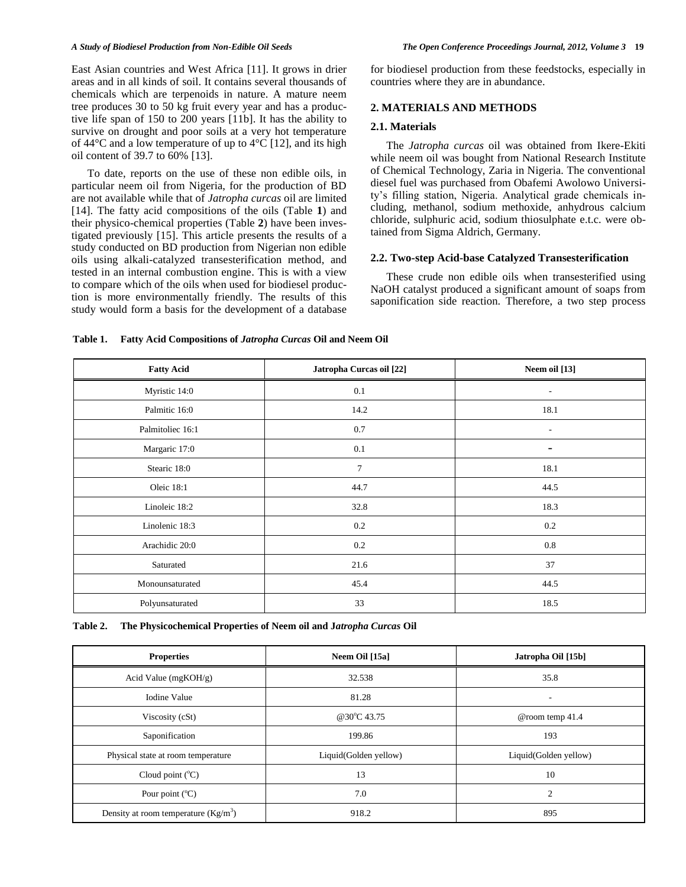East Asian countries and West Africa [11]. It grows in drier areas and in all kinds of soil. It contains several thousands of chemicals which are terpenoids in nature. A mature neem tree produces 30 to 50 kg fruit every year and has a productive life span of 150 to 200 years [11b]. It has the ability to survive on drought and poor soils at a very hot temperature of 44°C and a low temperature of up to 4°C [12], and its high oil content of 39.7 to 60% [13].

To date, reports on the use of these non edible oils, in particular neem oil from Nigeria, for the production of BD are not available while that of *Jatropha curcas* oil are limited [14]. The fatty acid compositions of the oils (Table **1**) and their physico-chemical properties (Table **2**) have been investigated previously [15]. This article presents the results of a study conducted on BD production from Nigerian non edible oils using alkali-catalyzed transesterification method, and tested in an internal combustion engine. This is with a view to compare which of the oils when used for biodiesel production is more environmentally friendly. The results of this study would form a basis for the development of a database for biodiesel production from these feedstocks, especially in countries where they are in abundance.

## 2. MATERIALS AND METHODS

### 2.1. Materials

The *Jatropha curcas* oil was obtained from Ikere-Ekiti while neem oil was bought from National Research Institute of Chemical Technology, Zaria in Nigeria. The conventional diesel fuel was purchased from Obafemi Awolowo University's filling station, Nigeria. Analytical grade chemicals including, methanol, sodium methoxide, anhydrous calcium chloride, sulphuric acid, sodium thiosulphate e.t.c. were obtained from Sigma Aldrich, Germany.

### 2.2. Two-step Acid-base Catalyzed Transesterification

These crude non edible oils when transesterified using NaOH catalyst produced a significant amount of soaps from saponification side reaction. Therefore, a two step process

**Table 1. Fatty Acid Compositions of *Jatropha Curcas* Oil and Neem Oil**

| Fatty Acid | Jatropha Curcas oil [22] | Neem oil [13] |
|---|---|---|
| Myristic 14:0 | 0.1 | - |
| Palmitic 16:0 | 14.2 | 18.1 |
| Palmitoliec 16:1 | 0.7 | - |
| Margaric 17:0 | 0.1 | - |
| Stearic 18:0 | 7 | 18.1 |
| Oleic 18:1 | 44.7 | 44.5 |
| Linoleic 18:2 | 32.8 | 18.3 |
| Linolenic 18:3 | 0.2 | 0.2 |
| Arachidic 20:0 | 0.2 | 0.8 |
| Saturated | 21.6 | 37 |
| Monounsaturated | 45.4 | 44.5 |
| Polyunsaturated | 33 | 18.5 |

**Table 2. The Physicochemical Properties of Neem oil and J*atropha Curcas* Oil**

| Properties | Neem Oil [15a] | Jatropha Oil [15b] |
|---|---|---|
| Acid Value (mgKOH/g) | 32.538 | 35.8 |
| Iodine Value | 81.28 | - |
| Viscosity (cSt) | @30°C 43.75 | @room temp 41.4 |
| Saponification | 199.86 | 193 |
| Physical state at room temperature | Liquid(Golden yellow) | Liquid(Golden yellow) |
| Cloud point (°C) | 13 | 10 |
| Pour point (°C) | 7.0 | 2 |
| Density at room temperature (Kg/m$^3$) | 918.2 | 895 |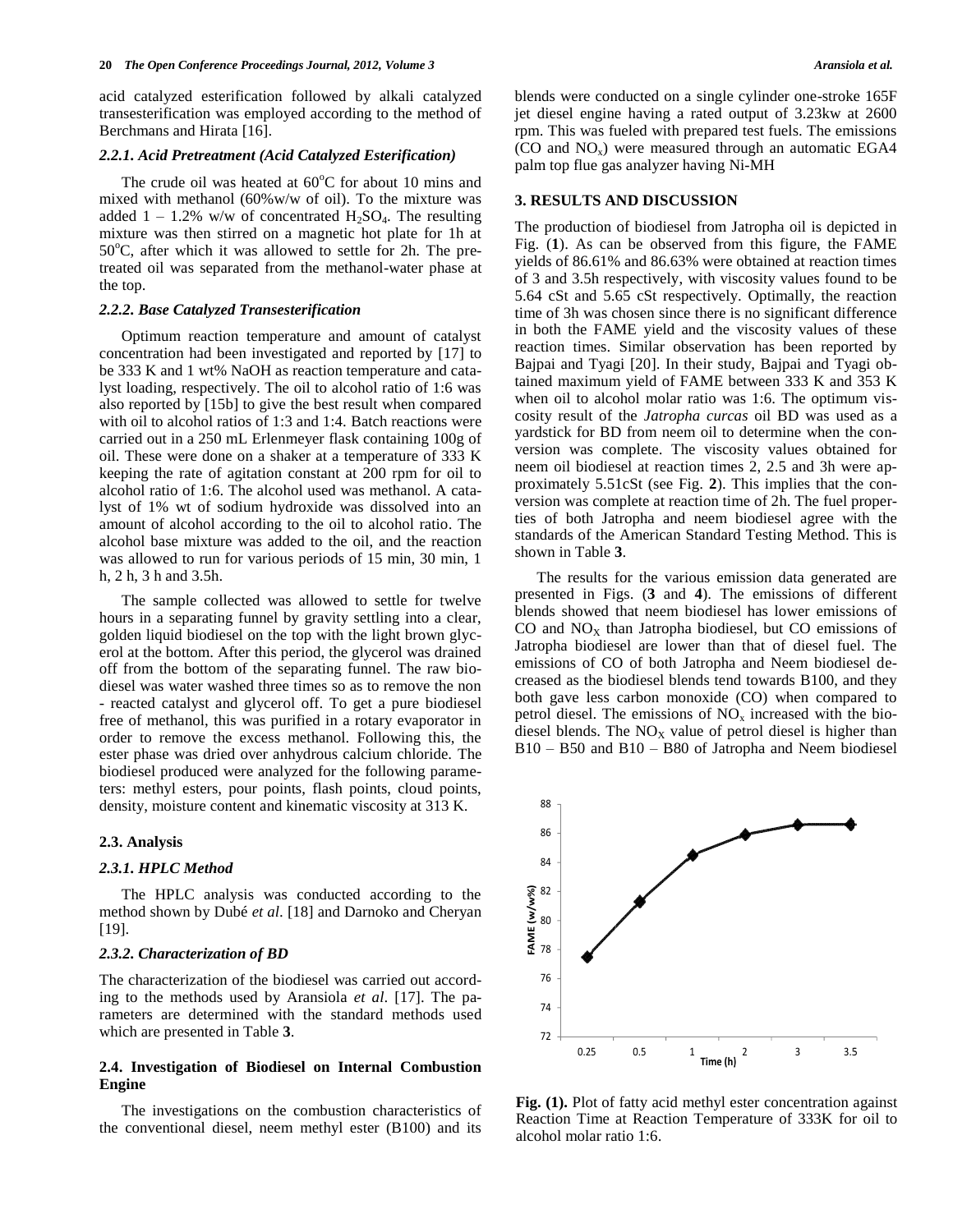acid catalyzed esterification followed by alkali catalyzed transesterification was employed according to the method of Berchmans and Hirata [16].

#### 2.2.1. Acid Pretreatment (Acid Catalyzed Esterification)

The crude oil was heated at 60°C for about 10 mins and mixed with methanol (60%w/w of oil). To the mixture was added 1 – 1.2% w/w of concentrated $H_2SO_4$. The resulting mixture was then stirred on a magnetic hot plate for 1h at 50°C, after which it was allowed to settle for 2h. The pretreated oil was separated from the methanol-water phase at the top.

#### 2.2.2. Base Catalyzed Transesterification

Optimum reaction temperature and amount of catalyst concentration had been investigated and reported by [17] to be 333 K and 1 wt% NaOH as reaction temperature and catalyst loading, respectively. The oil to alcohol ratio of 1:6 was also reported by [15b] to give the best result when compared with oil to alcohol ratios of 1:3 and 1:4. Batch reactions were carried out in a 250 mL Erlenmeyer flask containing 100g of oil. These were done on a shaker at a temperature of 333 K keeping the rate of agitation constant at 200 rpm for oil to alcohol ratio of 1:6. The alcohol used was methanol. A catalyst of 1% wt of sodium hydroxide was dissolved into an amount of alcohol according to the oil to alcohol ratio. The alcohol base mixture was added to the oil, and the reaction was allowed to run for various periods of 15 min, 30 min, 1 h, 2 h, 3 h and 3.5h.

The sample collected was allowed to settle for twelve hours in a separating funnel by gravity settling into a clear, golden liquid biodiesel on the top with the light brown glycerol at the bottom. After this period, the glycerol was drained off from the bottom of the separating funnel. The raw biodiesel was water washed three times so as to remove the non - reacted catalyst and glycerol off. To get a pure biodiesel free of methanol, this was purified in a rotary evaporator in order to remove the excess methanol. Following this, the ester phase was dried over anhydrous calcium chloride. The biodiesel produced were analyzed for the following parameters: methyl esters, pour points, flash points, cloud points, density, moisture content and kinematic viscosity at 313 K.

### 2.3. Analysis

#### 2.3.1. HPLC Method

The HPLC analysis was conducted according to the method shown by Dubé *et al*. [18] and Darnoko and Cheryan [19].

#### 2.3.2. Characterization of BD

The characterization of the biodiesel was carried out according to the methods used by Aransiola *et al*. [17]. The parameters are determined with the standard methods used which are presented in Table **3**.

### 2.4. Investigation of Biodiesel on Internal Combustion Engine

The investigations on the combustion characteristics of the conventional diesel, neem methyl ester (B100) and its blends were conducted on a single cylinder one-stroke 165F jet diesel engine having a rated output of 3.23kw at 2600 rpm. This was fueled with prepared test fuels. The emissions (CO and $NO_x$) were measured through an automatic EGA4 palm top flue gas analyzer having Ni-MH

## 3. RESULTS AND DISCUSSION

The production of biodiesel from Jatropha oil is depicted in Fig. (**1**). As can be observed from this figure, the FAME yields of 86.61% and 86.63% were obtained at reaction times of 3 and 3.5h respectively, with viscosity values found to be 5.64 cSt and 5.65 cSt respectively. Optimally, the reaction time of 3h was chosen since there is no significant difference in both the FAME yield and the viscosity values of these reaction times. Similar observation has been reported by Bajpai and Tyagi [20]. In their study, Bajpai and Tyagi obtained maximum yield of FAME between 333 K and 353 K when oil to alcohol molar ratio was 1:6. The optimum viscosity result of the *Jatropha curcas* oil BD was used as a yardstick for BD from neem oil to determine when the conversion was complete. The viscosity values obtained for neem oil biodiesel at reaction times 2, 2.5 and 3h were approximately 5.51cSt (see Fig. **2**). This implies that the conversion was complete at reaction time of 2h. The fuel properties of both Jatropha and neem biodiesel agree with the standards of the American Standard Testing Method. This is shown in Table **3**.

The results for the various emission data generated are presented in Figs. (**3** and **4**). The emissions of different blends showed that neem biodiesel has lower emissions of CO and $NO_X$ than Jatropha biodiesel, but CO emissions of Jatropha biodiesel are lower than that of diesel fuel. The emissions of CO of both Jatropha and Neem biodiesel decreased as the biodiesel blends tend towards B100, and they both gave less carbon monoxide (CO) when compared to petrol diesel. The emissions of $NO_x$ increased with the biodiesel blends. The $NO_X$ value of petrol diesel is higher than B10 – B50 and B10 – B80 of Jatropha and Neem biodiesel

**Fig. (1).** Plot of fatty acid methyl ester concentration against Reaction Time at Reaction Temperature of 333K for oil to alcohol molar ratio 1:6.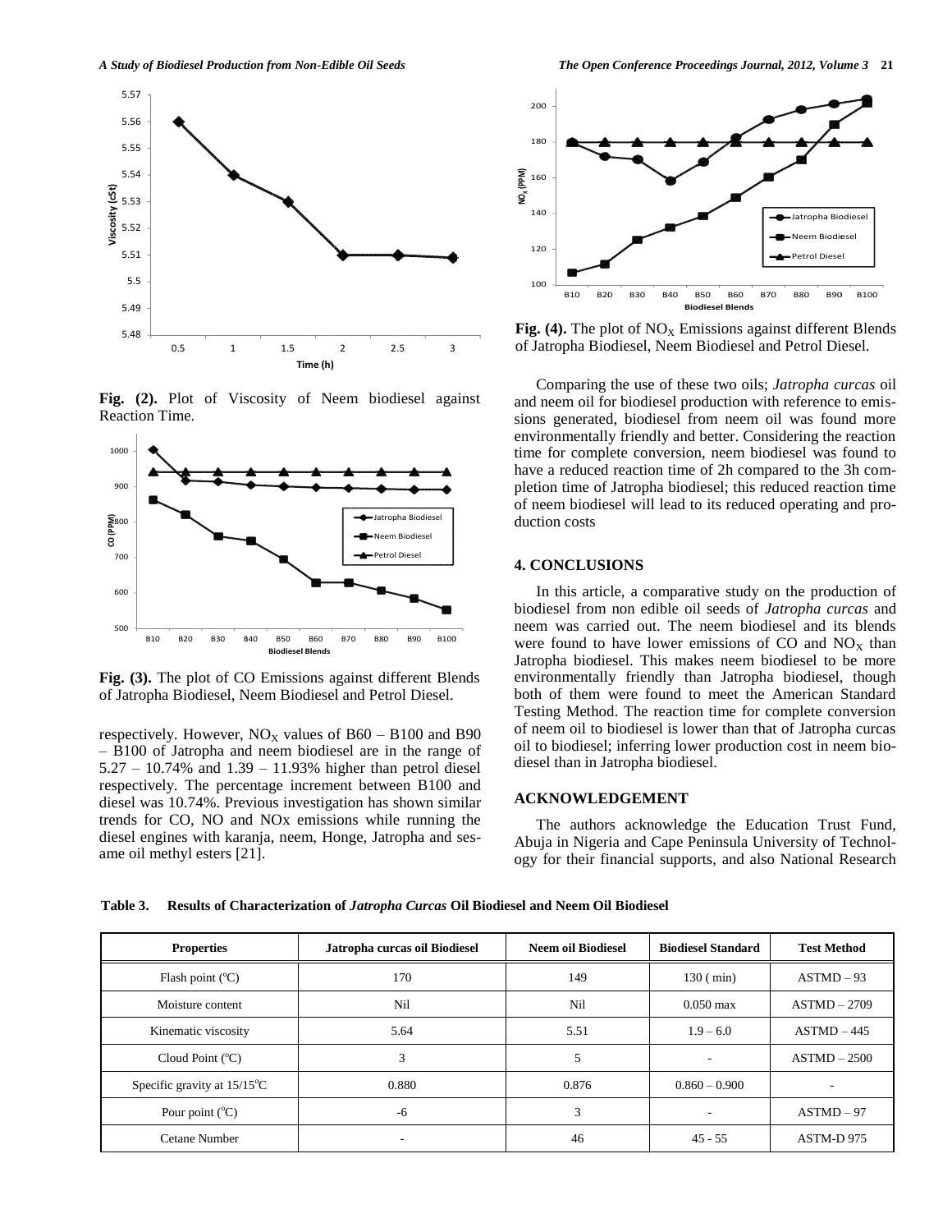Fig. (2). Plot of Viscosity of Neem biodiesel against Reaction Time.

Fig. (3). The plot of CO Emissions against different Blends of Jatropha Biodiesel, Neem Biodiesel and Petrol Diesel.

respectively. However, $NO_X$ values of B60 – B100 and B90 – B100 of Jatropha and neem biodiesel are in the range of 5.27 – 10.74% and 1.39 – 11.93% higher than petrol diesel respectively. The percentage increment between B100 and diesel was 10.74%. Previous investigation has shown similar trends for CO, NO and NOx emissions while running the diesel engines with karanja, neem, Honge, Jatropha and sesame oil methyl esters [21].

Fig. (4). The plot of $NO_X$ Emissions against different Blends of Jatropha Biodiesel, Neem Biodiesel and Petrol Diesel.

Comparing the use of these two oils; *Jatropha curcas* oil and neem oil for biodiesel production with reference to emissions generated, biodiesel from neem oil was found more environmentally friendly and better. Considering the reaction time for complete conversion, neem biodiesel was found to have a reduced reaction time of 2h compared to the 3h completion time of Jatropha biodiesel; this reduced reaction time of neem biodiesel will lead to its reduced operating and production costs

## 4. CONCLUSIONS

In this article, a comparative study on the production of biodiesel from non edible oil seeds of *Jatropha curcas* and neem was carried out. The neem biodiesel and its blends were found to have lower emissions of CO and $NO_X$ than Jatropha biodiesel. This makes neem biodiesel to be more environmentally friendly than Jatropha biodiesel, though both of them were found to meet the American Standard Testing Method. The reaction time for complete conversion of neem oil to biodiesel is lower than that of Jatropha curcas oil to biodiesel; inferring lower production cost in neem biodiesel than in Jatropha biodiesel.

## ACKNOWLEDGEMENT

The authors acknowledge the Education Trust Fund, Abuja in Nigeria and Cape Peninsula University of Technology for their financial supports, and also National Research

**Table 3. Results of Characterization of *Jatropha Curcas* Oil Biodiesel and Neem Oil Biodiesel**

| Properties | Jatropha curcas oil Biodiesel | Neem oil Biodiesel | Biodiesel Standard | Test Method |
|---|---|---|---|---|
| Flash point (°C) | 170 | 149 | 130 ( min) | ASTMD – 93 |
| Moisture content | Nil | Nil | 0.050 max | ASTMD – 2709 |
| Kinematic viscosity | 5.64 | 5.51 | 1.9 – 6.0 | ASTMD – 445 |
| Cloud Point (°C) | 3 | 5 | - | ASTMD – 2500 |
| Specific gravity at 15/15°C | 0.880 | 0.876 | 0.860 – 0.900 | - |
| Pour point (°C) | -6 | 3 | - | ASTMD – 97 |
| Cetane Number | - | 46 | 45 - 55 | ASTM-D 975 |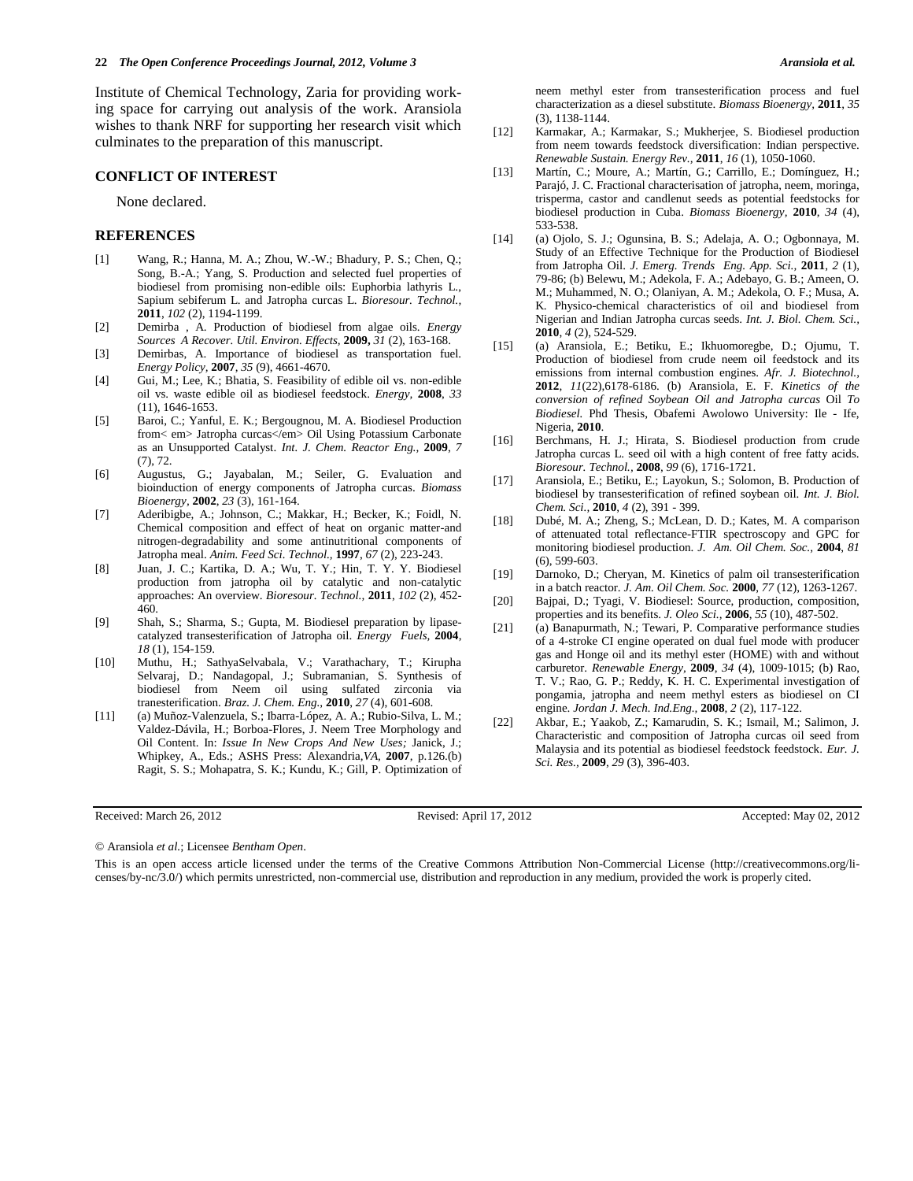Institute of Chemical Technology, Zaria for providing working space for carrying out analysis of the work. Aransiola wishes to thank NRF for supporting her research visit which culminates to the preparation of this manuscript.

## CONFLICT OF INTEREST

None declared.

## REFERENCES

[1] Wang, R.; Hanna, M. A.; Zhou, W.-W.; Bhadury, P. S.; Chen, Q.; Song, B.-A.; Yang, S. Production and selected fuel properties of biodiesel from promising non-edible oils: Euphorbia lathyris L., Sapium sebiferum L. and Jatropha curcas L. *Bioresour. Technol.*, **2011**, *102* (2), 1194-1199.

[2] Demirba , A. Production of biodiesel from algae oils. *Energy Sources A Recover. Util. Environ. Effects*, **2009,** *31* (2), 163-168.

[3] Demirbas, A. Importance of biodiesel as transportation fuel. *Energy Policy*, **2007**, *35* (9), 4661-4670.

[4] Gui, M.; Lee, K.; Bhatia, S. Feasibility of edible oil vs. non-edible oil vs. waste edible oil as biodiesel feedstock. *Energy*, **2008**, *33* (11), 1646-1653.

[5] Baroi, C.; Yanful, E. K.; Bergougnou, M. A. Biodiesel Production from< em> Jatropha curcas</em> Oil Using Potassium Carbonate as an Unsupported Catalyst. *Int. J. Chem. Reactor Eng.*, **2009**, *7* (7), 72.

[6] Augustus, G.; Jayabalan, M.; Seiler, G. Evaluation and bioinduction of energy components of Jatropha curcas. *Biomass Bioenergy*, **2002**, *23* (3), 161-164.

[7] Aderibigbe, A.; Johnson, C.; Makkar, H.; Becker, K.; Foidl, N. Chemical composition and effect of heat on organic matter-and nitrogen-degradability and some antinutritional components of Jatropha meal. *Anim. Feed Sci. Technol.*, **1997**, *67* (2), 223-243.

[8] Juan, J. C.; Kartika, D. A.; Wu, T. Y.; Hin, T. Y. Y. Biodiesel production from jatropha oil by catalytic and non-catalytic approaches: An overview. *Bioresour. Technol.*, **2011**, *102* (2), 452-460.

[9] Shah, S.; Sharma, S.; Gupta, M. Biodiesel preparation by lipase-catalyzed transesterification of Jatropha oil. *Energy Fuels*, **2004**, *18* (1), 154-159.

[10] Muthu, H.; SathyaSelvabala, V.; Varathachary, T.; Kirupha Selvaraj, D.; Nandagopal, J.; Subramanian, S. Synthesis of biodiesel from Neem oil using sulfated zirconia via tranesterification. *Braz. J. Chem. Eng.*, **2010**, *27* (4), 601-608.

[11] (a) Muñoz-Valenzuela, S.; Ibarra-López, A. A.; Rubio-Silva, L. M.; Valdez-Dávila, H.; Borboa-Flores, J. Neem Tree Morphology and Oil Content. In: *Issue In New Crops And New Uses;* Janick, J.; Whipkey, A., Eds.; ASHS Press: Alexandria,*VA*, **2007**, p.126.(b) Ragit, S. S.; Mohapatra, S. K.; Kundu, K.; Gill, P. Optimization of neem methyl ester from transesterification process and fuel characterization as a diesel substitute. *Biomass Bioenergy*, **2011**, *35* (3), 1138-1144.

[12] Karmakar, A.; Karmakar, S.; Mukherjee, S. Biodiesel production from neem towards feedstock diversification: Indian perspective. *Renewable Sustain. Energy Rev.*, **2011**, *16* (1), 1050-1060.

[13] Martín, C.; Moure, A.; Martín, G.; Carrillo, E.; Domínguez, H.; Parajó, J. C. Fractional characterisation of jatropha, neem, moringa, trisperma, castor and candlenut seeds as potential feedstocks for biodiesel production in Cuba. *Biomass Bioenergy*, **2010**, *34* (4), 533-538.

[14] (a) Ojolo, S. J.; Ogunsina, B. S.; Adelaja, A. O.; Ogbonnaya, M. Study of an Effective Technique for the Production of Biodiesel from Jatropha Oil. *J. Emerg. Trends Eng. App. Sci.*, **2011**, *2* (1), 79-86; (b) Belewu, M.; Adekola, F. A.; Adebayo, G. B.; Ameen, O. M.; Muhammed, N. O.; Olaniyan, A. M.; Adekola, O. F.; Musa, A. K. Physico-chemical characteristics of oil and biodiesel from Nigerian and Indian Jatropha curcas seeds. *Int. J. Biol. Chem. Sci.*, **2010**, *4* (2), 524-529.

[15] (a) Aransiola, E.; Betiku, E.; Ikhuomoregbe, D.; Ojumu, T. Production of biodiesel from crude neem oil feedstock and its emissions from internal combustion engines. *Afr. J. Biotechnol.*, **2012**, *11*(22),6178-6186. (b) Aransiola, E. F. *Kinetics of the conversion of refined Soybean Oil and Jatropha curcas* Oil *To Biodiesel.* Phd Thesis, Obafemi Awolowo University: Ile - Ife, Nigeria, **2010**.

[16] Berchmans, H. J.; Hirata, S. Biodiesel production from crude Jatropha curcas L. seed oil with a high content of free fatty acids. *Bioresour. Technol.*, **2008**, *99* (6), 1716-1721.

[17] Aransiola, E.; Betiku, E.; Layokun, S.; Solomon, B. Production of biodiesel by transesterification of refined soybean oil. *Int. J. Biol. Chem. Sci.*, **2010**, *4* (2), 391 - 399.

[18] Dubé, M. A.; Zheng, S.; McLean, D. D.; Kates, M. A comparison of attenuated total reflectance-FTIR spectroscopy and GPC for monitoring biodiesel production. *J. Am. Oil Chem. Soc.*, **2004**, *81* (6), 599-603.

[19] Darnoko, D.; Cheryan, M. Kinetics of palm oil transesterification in a batch reactor. *J. Am. Oil Chem. Soc.* **2000**, *77* (12), 1263-1267.

[20] Bajpai, D.; Tyagi, V. Biodiesel: Source, production, composition, properties and its benefits. *J. Oleo Sci.*, **2006**, *55* (10), 487-502.

[21] (a) Banapurmath, N.; Tewari, P. Comparative performance studies of a 4-stroke CI engine operated on dual fuel mode with producer gas and Honge oil and its methyl ester (HOME) with and without carburetor. *Renewable Energy*, **2009**, *34* (4), 1009-1015; (b) Rao, T. V.; Rao, G. P.; Reddy, K. H. C. Experimental investigation of pongamia, jatropha and neem methyl esters as biodiesel on CI engine. *Jordan J. Mech. Ind.Eng.*, **2008**, *2* (2), 117-122.

[22] Akbar, E.; Yaakob, Z.; Kamarudin, S. K.; Ismail, M.; Salimon, J. Characteristic and composition of Jatropha curcas oil seed from Malaysia and its potential as biodiesel feedstock feedstock. *Eur. J. Sci. Res.*, **2009**, *29* (3), 396-403.

Received: March 26, 2012 Revised: April 17, 2012 Accepted: May 02, 2012

© Aransiola *et al.*; Licensee *Bentham Open*.

This is an open access article licensed under the terms of the Creative Commons Attribution Non-Commercial License (http://creativecommons.org/licenses/by-nc/3.0/) which permits unrestricted, non-commercial use, distribution and reproduction in any medium, provided the work is properly cited.